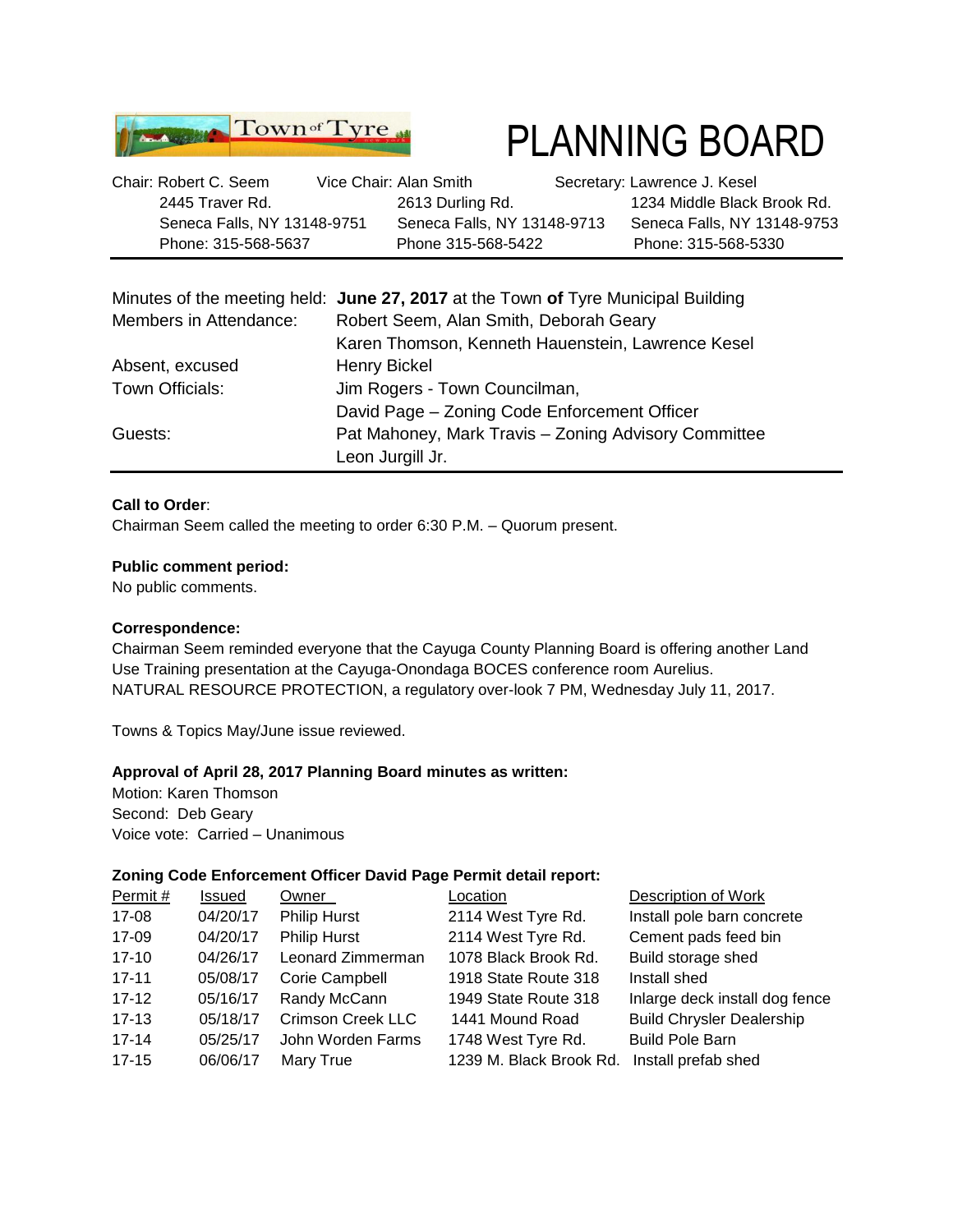Town of Tyre

# PLANNING BOARD

| Chair: Robert C. Seem | Vice Chair: Alan Smith | Secretary: Lawrence J. Kesel |
|---|---|---|
| 2445 Traver Rd. | 2613 Durling Rd. | 1234 Middle Black Brook Rd. |
| Seneca Falls, NY 13148-9751 | Seneca Falls, NY 13148-9713 | Seneca Falls, NY 13148-9753 |
| Phone: 315-568-5637 | Phone 315-568-5422 | Phone: 315-568-5330 |

---

Minutes of the meeting held: **June 27, 2017** at the Town **of** Tyre Municipal Building

| | |
|---|---|
| Members in Attendance: | Robert Seem, Alan Smith, Deborah Geary<br>Karen Thomson, Kenneth Hauenstein, Lawrence Kesel |
| Absent, excused | Henry Bickel |
| Town Officials: | Jim Rogers - Town Councilman,<br>David Page – Zoning Code Enforcement Officer |
| Guests: | Pat Mahoney, Mark Travis – Zoning Advisory Committee<br>Leon Jurgill Jr. |

**Call to Order**:
Chairman Seem called the meeting to order 6:30 P.M. – Quorum present.

**Public comment period:**
No public comments.

**Correspondence:**
Chairman Seem reminded everyone that the Cayuga County Planning Board is offering another Land Use Training presentation at the Cayuga-Onondaga BOCES conference room Aurelius.
NATURAL RESOURCE PROTECTION, a regulatory over-look 7 PM, Wednesday July 11, 2017.

Towns & Topics May/June issue reviewed.

**Approval of April 28, 2017 Planning Board minutes as written:**
Motion: Karen Thomson
Second: Deb Geary
Voice vote: Carried – Unanimous

**Zoning Code Enforcement Officer David Page Permit detail report:**

| Permit # | Issued | Owner | Location | Description of Work |
|---|---|---|---|---|
| 17-08 | 04/20/17 | Philip Hurst | 2114 West Tyre Rd. | Install pole barn concrete |
| 17-09 | 04/20/17 | Philip Hurst | 2114 West Tyre Rd. | Cement pads feed bin |
| 17-10 | 04/26/17 | Leonard Zimmerman | 1078 Black Brook Rd. | Build storage shed |
| 17-11 | 05/08/17 | Corie Campbell | 1918 State Route 318 | Install shed |
| 17-12 | 05/16/17 | Randy McCann | 1949 State Route 318 | Inlarge deck install dog fence |
| 17-13 | 05/18/17 | Crimson Creek LLC | 1441 Mound Road | Build Chrysler Dealership |
| 17-14 | 05/25/17 | John Worden Farms | 1748 West Tyre Rd. | Build Pole Barn |
| 17-15 | 06/06/17 | Mary True | 1239 M. Black Brook Rd. | Install prefab shed |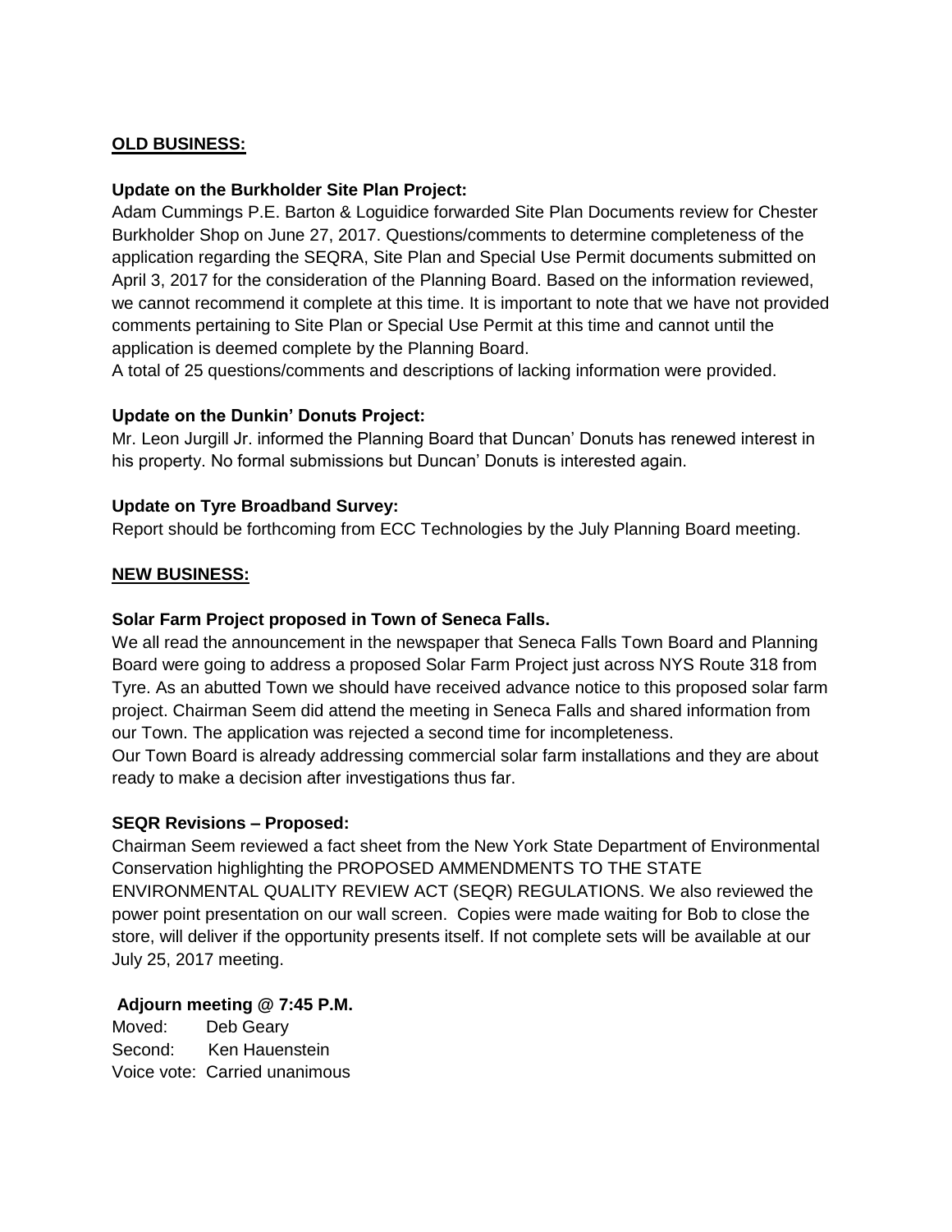**OLD BUSINESS:**

**Update on the Burkholder Site Plan Project:**

Adam Cummings P.E. Barton & Loguidice forwarded Site Plan Documents review for Chester Burkholder Shop on June 27, 2017. Questions/comments to determine completeness of the application regarding the SEQRA, Site Plan and Special Use Permit documents submitted on April 3, 2017 for the consideration of the Planning Board. Based on the information reviewed, we cannot recommend it complete at this time. It is important to note that we have not provided comments pertaining to Site Plan or Special Use Permit at this time and cannot until the application is deemed complete by the Planning Board.

A total of 25 questions/comments and descriptions of lacking information were provided.

**Update on the Dunkin' Donuts Project:**

Mr. Leon Jurgill Jr. informed the Planning Board that Duncan' Donuts has renewed interest in his property. No formal submissions but Duncan' Donuts is interested again.

**Update on Tyre Broadband Survey:**

Report should be forthcoming from ECC Technologies by the July Planning Board meeting.

**NEW BUSINESS:**

**Solar Farm Project proposed in Town of Seneca Falls.**

We all read the announcement in the newspaper that Seneca Falls Town Board and Planning Board were going to address a proposed Solar Farm Project just across NYS Route 318 from Tyre. As an abutted Town we should have received advance notice to this proposed solar farm project. Chairman Seem did attend the meeting in Seneca Falls and shared information from our Town. The application was rejected a second time for incompleteness.

Our Town Board is already addressing commercial solar farm installations and they are about ready to make a decision after investigations thus far.

**SEQR Revisions – Proposed:**

Chairman Seem reviewed a fact sheet from the New York State Department of Environmental Conservation highlighting the PROPOSED AMMENDMENTS TO THE STATE ENVIRONMENTAL QUALITY REVIEW ACT (SEQR) REGULATIONS. We also reviewed the power point presentation on our wall screen. Copies were made waiting for Bob to close the store, will deliver if the opportunity presents itself. If not complete sets will be available at our July 25, 2017 meeting.

**Adjourn meeting @ 7:45 P.M.**

Moved: Deb Geary
Second: Ken Hauenstein
Voice vote: Carried unanimous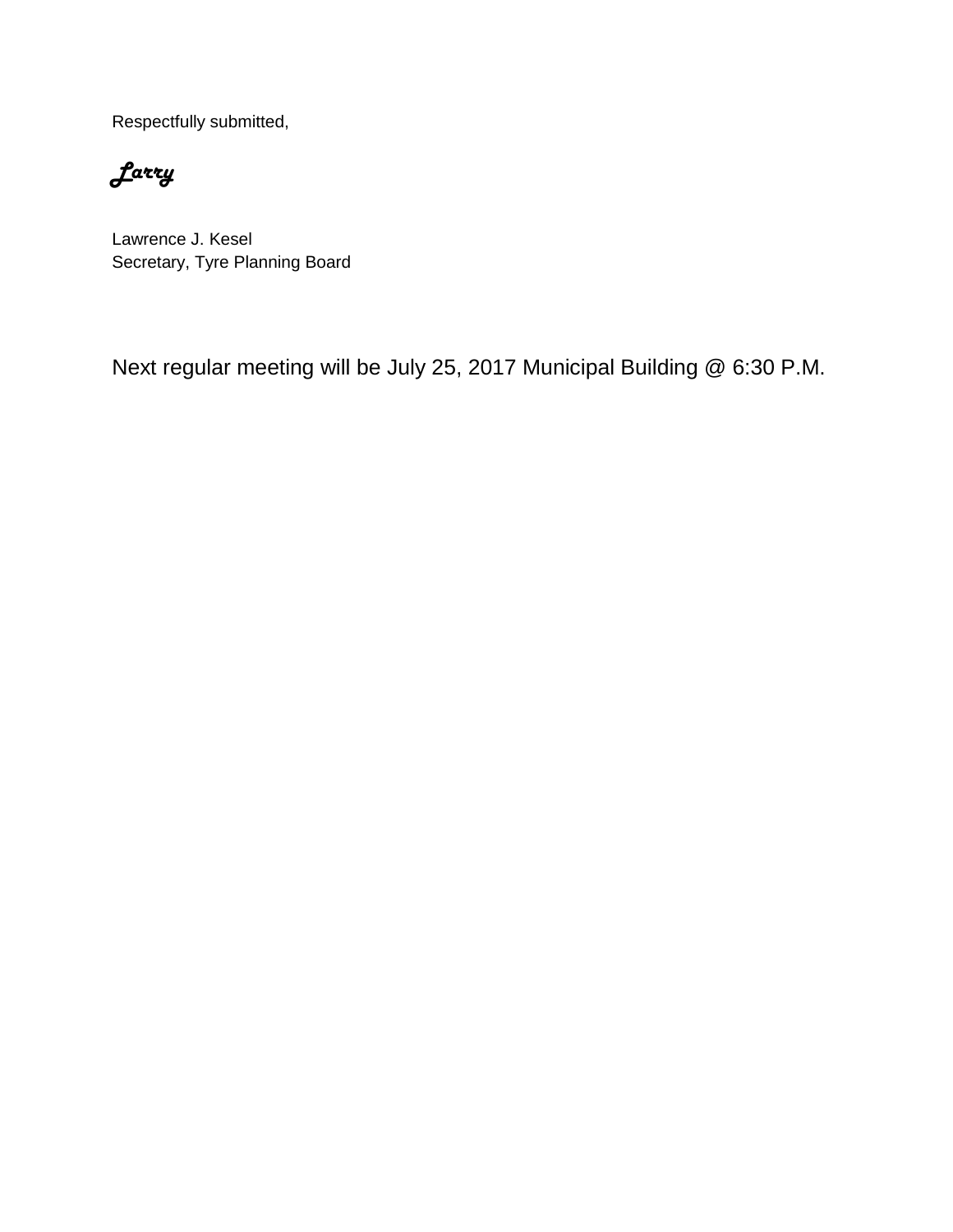Respectfully submitted,

*Larry*

Lawrence J. Kesel
Secretary, Tyre Planning Board

Next regular meeting will be July 25, 2017 Municipal Building @ 6:30 P.M.